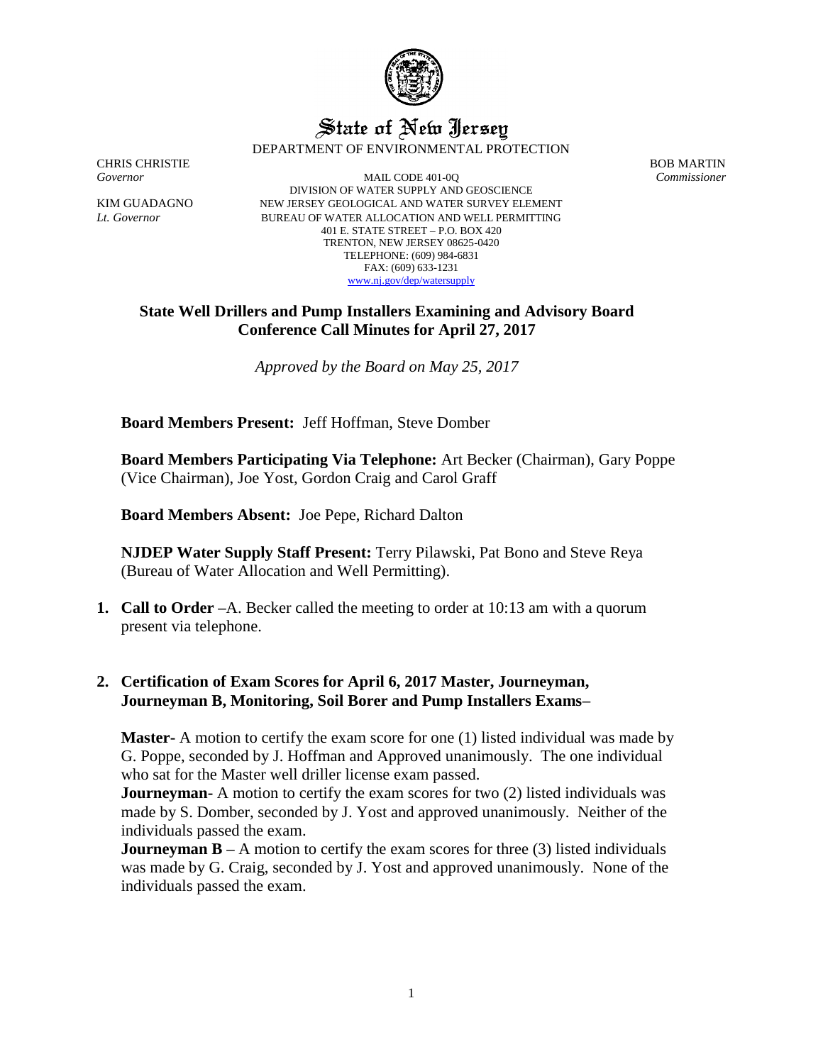# State of New Jersey

DEPARTMENT OF ENVIRONMENTAL PROTECTION

CHRIS CHRISTIE
*Governor*

KIM GUADAGNO
*Lt. Governor*

MAIL CODE 401-0Q
DIVISION OF WATER SUPPLY AND GEOSCIENCE
NEW JERSEY GEOLOGICAL AND WATER SURVEY ELEMENT
BUREAU OF WATER ALLOCATION AND WELL PERMITTING
401 E. STATE STREET – P.O. BOX 420
TRENTON, NEW JERSEY 08625-0420
TELEPHONE: (609) 984-6831
FAX: (609) 633-1231
www.nj.gov/dep/watersupply

BOB MARTIN
*Commissioner*

## State Well Drillers and Pump Installers Examining and Advisory Board Conference Call Minutes for April 27, 2017

*Approved by the Board on May 25, 2017*

**Board Members Present:** Jeff Hoffman, Steve Domber

**Board Members Participating Via Telephone:** Art Becker (Chairman), Gary Poppe (Vice Chairman), Joe Yost, Gordon Craig and Carol Graff

**Board Members Absent:** Joe Pepe, Richard Dalton

**NJDEP Water Supply Staff Present:** Terry Pilawski, Pat Bono and Steve Reya (Bureau of Water Allocation and Well Permitting).

1. **Call to Order** –A. Becker called the meeting to order at 10:13 am with a quorum present via telephone.

2. **Certification of Exam Scores for April 6, 2017 Master, Journeyman, Journeyman B, Monitoring, Soil Borer and Pump Installers Exams**–

   **Master-** A motion to certify the exam score for one (1) listed individual was made by G. Poppe, seconded by J. Hoffman and Approved unanimously. The one individual who sat for the Master well driller license exam passed.
   **Journeyman-** A motion to certify the exam scores for two (2) listed individuals was made by S. Domber, seconded by J. Yost and approved unanimously. Neither of the individuals passed the exam.
   **Journeyman B –** A motion to certify the exam scores for three (3) listed individuals was made by G. Craig, seconded by J. Yost and approved unanimously. None of the individuals passed the exam.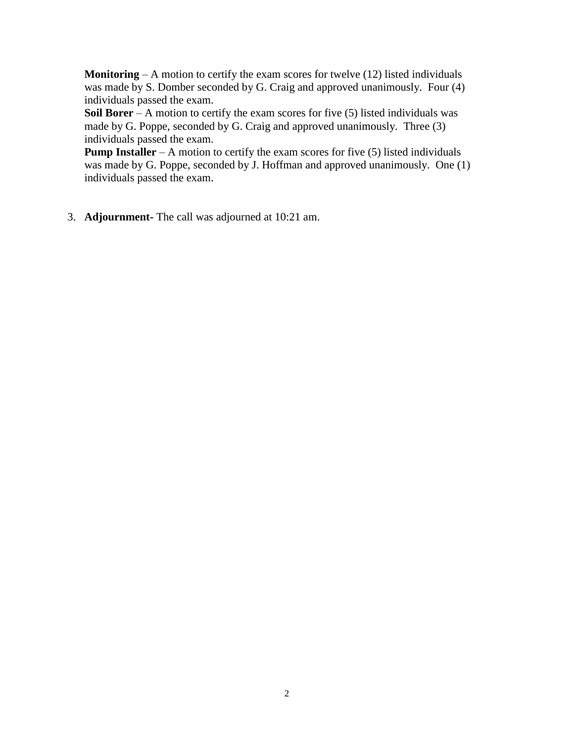**Monitoring** – A motion to certify the exam scores for twelve (12) listed individuals was made by S. Domber seconded by G. Craig and approved unanimously. Four (4) individuals passed the exam.

**Soil Borer** – A motion to certify the exam scores for five (5) listed individuals was made by G. Poppe, seconded by G. Craig and approved unanimously. Three (3) individuals passed the exam.

**Pump Installer** – A motion to certify the exam scores for five (5) listed individuals was made by G. Poppe, seconded by J. Hoffman and approved unanimously. One (1) individuals passed the exam.

3. **Adjournment**- The call was adjourned at 10:21 am.